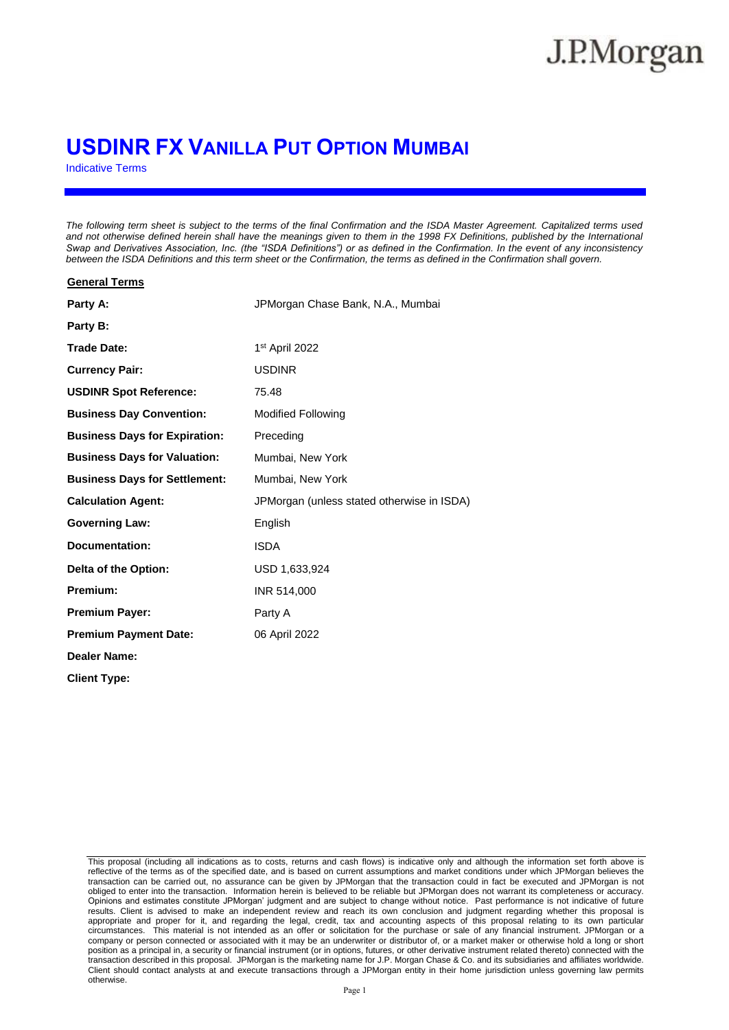# USDINR FX VANILLA PUT OPTION MUMBAI

Indicative Terms

*The following term sheet is subject to the terms of the final Confirmation and the ISDA Master Agreement. Capitalized terms used and not otherwise defined herein shall have the meanings given to them in the 1998 FX Definitions, published by the International Swap and Derivatives Association, Inc. (the "ISDA Definitions") or as defined in the Confirmation. In the event of any inconsistency between the ISDA Definitions and this term sheet or the Confirmation, the terms as defined in the Confirmation shall govern.*

**General Terms**

| | |
|---|---|
| **Party A:** | JPMorgan Chase Bank, N.A., Mumbai |
| **Party B:** | |
| **Trade Date:** | 1st April 2022 |
| **Currency Pair:** | USDINR |
| **USDINR Spot Reference:** | 75.48 |
| **Business Day Convention:** | Modified Following |
| **Business Days for Expiration:** | Preceding |
| **Business Days for Valuation:** | Mumbai, New York |
| **Business Days for Settlement:** | Mumbai, New York |
| **Calculation Agent:** | JPMorgan (unless stated otherwise in ISDA) |
| **Governing Law:** | English |
| **Documentation:** | ISDA |
| **Delta of the Option:** | USD 1,633,924 |
| **Premium:** | INR 514,000 |
| **Premium Payer:** | Party A |
| **Premium Payment Date:** | 06 April 2022 |
| **Dealer Name:** | |
| **Client Type:** | |

This proposal (including all indications as to costs, returns and cash flows) is indicative only and although the information set forth above is reflective of the terms as of the specified date, and is based on current assumptions and market conditions under which JPMorgan believes the transaction can be carried out, no assurance can be given by JPMorgan that the transaction could in fact be executed and JPMorgan is not obliged to enter into the transaction. Information herein is believed to be reliable but JPMorgan does not warrant its completeness or accuracy. Opinions and estimates constitute JPMorgan' judgment and are subject to change without notice. Past performance is not indicative of future results. Client is advised to make an independent review and reach its own conclusion and judgment regarding whether this proposal is appropriate and proper for it, and regarding the legal, credit, tax and accounting aspects of this proposal relating to its own particular circumstances. This material is not intended as an offer or solicitation for the purchase or sale of any financial instrument. JPMorgan or a company or person connected or associated with it may be an underwriter or distributor of, or a market maker or otherwise hold a long or short position as a principal in, a security or financial instrument (or in options, futures, or other derivative instrument related thereto) connected with the transaction described in this proposal. JPMorgan is the marketing name for J.P. Morgan Chase & Co. and its subsidiaries and affiliates worldwide. Client should contact analysts at and execute transactions through a JPMorgan entity in their home jurisdiction unless governing law permits otherwise.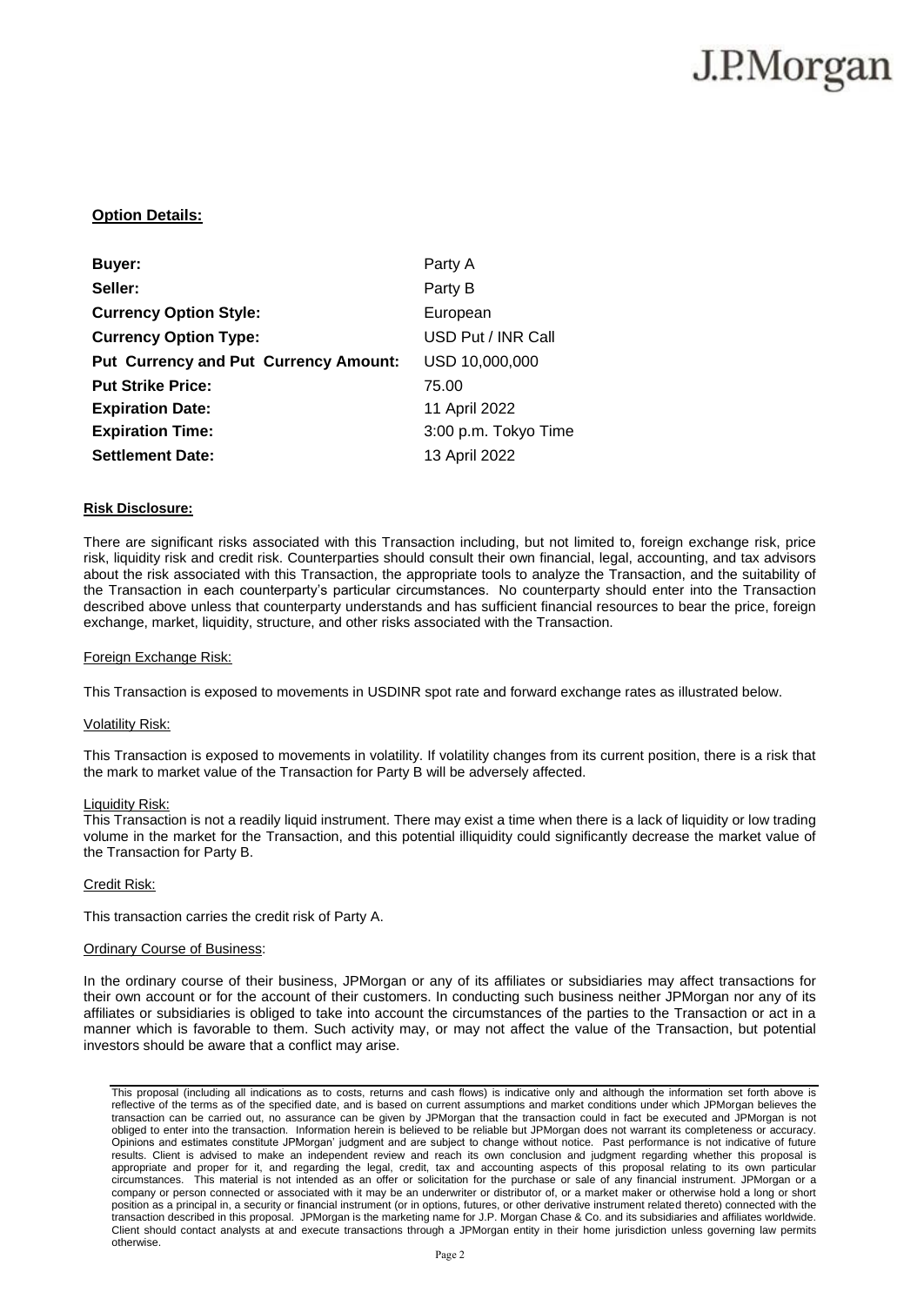**Option Details:**

| | |
|---|---|
| **Buyer:** | Party A |
| **Seller:** | Party B |
| **Currency Option Style:** | European |
| **Currency Option Type:** | USD Put / INR Call |
| **Put Currency and Put Currency Amount:** | USD 10,000,000 |
| **Put Strike Price:** | 75.00 |
| **Expiration Date:** | 11 April 2022 |
| **Expiration Time:** | 3:00 p.m. Tokyo Time |
| **Settlement Date:** | 13 April 2022 |

**Risk Disclosure:**

There are significant risks associated with this Transaction including, but not limited to, foreign exchange risk, price risk, liquidity risk and credit risk. Counterparties should consult their own financial, legal, accounting, and tax advisors about the risk associated with this Transaction, the appropriate tools to analyze the Transaction, and the suitability of the Transaction in each counterparty's particular circumstances. No counterparty should enter into the Transaction described above unless that counterparty understands and has sufficient financial resources to bear the price, foreign exchange, market, liquidity, structure, and other risks associated with the Transaction.

Foreign Exchange Risk:

This Transaction is exposed to movements in USDINR spot rate and forward exchange rates as illustrated below.

Volatility Risk:

This Transaction is exposed to movements in volatility. If volatility changes from its current position, there is a risk that the mark to market value of the Transaction for Party B will be adversely affected.

Liquidity Risk:

This Transaction is not a readily liquid instrument. There may exist a time when there is a lack of liquidity or low trading volume in the market for the Transaction, and this potential illiquidity could significantly decrease the market value of the Transaction for Party B.

Credit Risk:

This transaction carries the credit risk of Party A.

Ordinary Course of Business:

In the ordinary course of their business, JPMorgan or any of its affiliates or subsidiaries may affect transactions for their own account or for the account of their customers. In conducting such business neither JPMorgan nor any of its affiliates or subsidiaries is obliged to take into account the circumstances of the parties to the Transaction or act in a manner which is favorable to them. Such activity may, or may not affect the value of the Transaction, but potential investors should be aware that a conflict may arise.

This proposal (including all indications as to costs, returns and cash flows) is indicative only and although the information set forth above is reflective of the terms as of the specified date, and is based on current assumptions and market conditions under which JPMorgan believes the transaction can be carried out, no assurance can be given by JPMorgan that the transaction could in fact be executed and JPMorgan is not obliged to enter into the transaction. Information herein is believed to be reliable but JPMorgan does not warrant its completeness or accuracy. Opinions and estimates constitute JPMorgan' judgment and are subject to change without notice. Past performance is not indicative of future results. Client is advised to make an independent review and reach its own conclusion and judgment regarding whether this proposal is appropriate and proper for it, and regarding the legal, credit, tax and accounting aspects of this proposal relating to its own particular circumstances. This material is not intended as an offer or solicitation for the purchase or sale of any financial instrument. JPMorgan or a company or person connected or associated with it may be an underwriter or distributor of, or a market maker or otherwise hold a long or short position as a principal in, a security or financial instrument (or in options, futures, or other derivative instrument related thereto) connected with the transaction described in this proposal. JPMorgan is the marketing name for J.P. Morgan Chase & Co. and its subsidiaries and affiliates worldwide. Client should contact analysts at and execute transactions through a JPMorgan entity in their home jurisdiction unless governing law permits otherwise.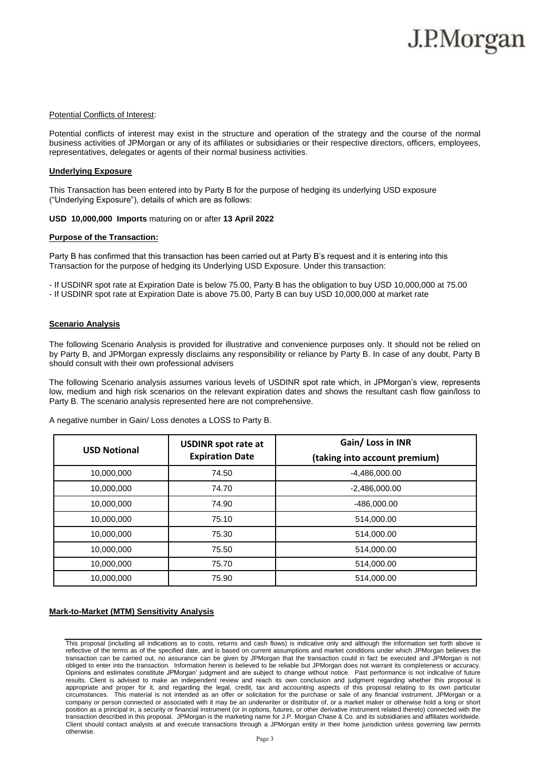Potential Conflicts of Interest:

Potential conflicts of interest may exist in the structure and operation of the strategy and the course of the normal business activities of JPMorgan or any of its affiliates or subsidiaries or their respective directors, officers, employees, representatives, delegates or agents of their normal business activities.

**Underlying Exposure**

This Transaction has been entered into by Party B for the purpose of hedging its underlying USD exposure ("Underlying Exposure"), details of which are as follows:

**USD 10,000,000 Imports** maturing on or after **13 April 2022**

**Purpose of the Transaction:**

Party B has confirmed that this transaction has been carried out at Party B's request and it is entering into this Transaction for the purpose of hedging its Underlying USD Exposure. Under this transaction:

- If USDINR spot rate at Expiration Date is below 75.00, Party B has the obligation to buy USD 10,000,000 at 75.00
- If USDINR spot rate at Expiration Date is above 75.00, Party B can buy USD 10,000,000 at market rate

**Scenario Analysis**

The following Scenario Analysis is provided for illustrative and convenience purposes only. It should not be relied on by Party B, and JPMorgan expressly disclaims any responsibility or reliance by Party B. In case of any doubt, Party B should consult with their own professional advisers

The following Scenario analysis assumes various levels of USDINR spot rate which, in JPMorgan's view, represents low, medium and high risk scenarios on the relevant expiration dates and shows the resultant cash flow gain/loss to Party B. The scenario analysis represented here are not comprehensive.

A negative number in Gain/ Loss denotes a LOSS to Party B.

| USD Notional | USDINR spot rate at Expiration Date | Gain/ Loss in INR (taking into account premium) |
|---|---|---|
| 10,000,000 | 74.50 | -4,486,000.00 |
| 10,000,000 | 74.70 | -2,486,000.00 |
| 10,000,000 | 74.90 | -486,000.00 |
| 10,000,000 | 75.10 | 514,000.00 |
| 10,000,000 | 75.30 | 514,000.00 |
| 10,000,000 | 75.50 | 514,000.00 |
| 10,000,000 | 75.70 | 514,000.00 |
| 10,000,000 | 75.90 | 514,000.00 |

**Mark-to-Market (MTM) Sensitivity Analysis**

This proposal (including all indications as to costs, returns and cash flows) is indicative only and although the information set forth above is reflective of the terms as of the specified date, and is based on current assumptions and market conditions under which JPMorgan believes the transaction can be carried out, no assurance can be given by JPMorgan that the transaction could in fact be executed and JPMorgan is not obliged to enter into the transaction. Information herein is believed to be reliable but JPMorgan does not warrant its completeness or accuracy. Opinions and estimates constitute JPMorgan' judgment and are subject to change without notice. Past performance is not indicative of future results. Client is advised to make an independent review and reach its own conclusion and judgment regarding whether this proposal is appropriate and proper for it, and regarding the legal, credit, tax and accounting aspects of this proposal relating to its own particular circumstances. This material is not intended as an offer or solicitation for the purchase or sale of any financial instrument. JPMorgan or a company or person connected or associated with it may be an underwriter or distributor of, or a market maker or otherwise hold a long or short position as a principal in, a security or financial instrument (or in options, futures, or other derivative instrument related thereto) connected with the transaction described in this proposal. JPMorgan is the marketing name for J.P. Morgan Chase & Co. and its subsidiaries and affiliates worldwide. Client should contact analysts at and execute transactions through a JPMorgan entity in their home jurisdiction unless governing law permits otherwise.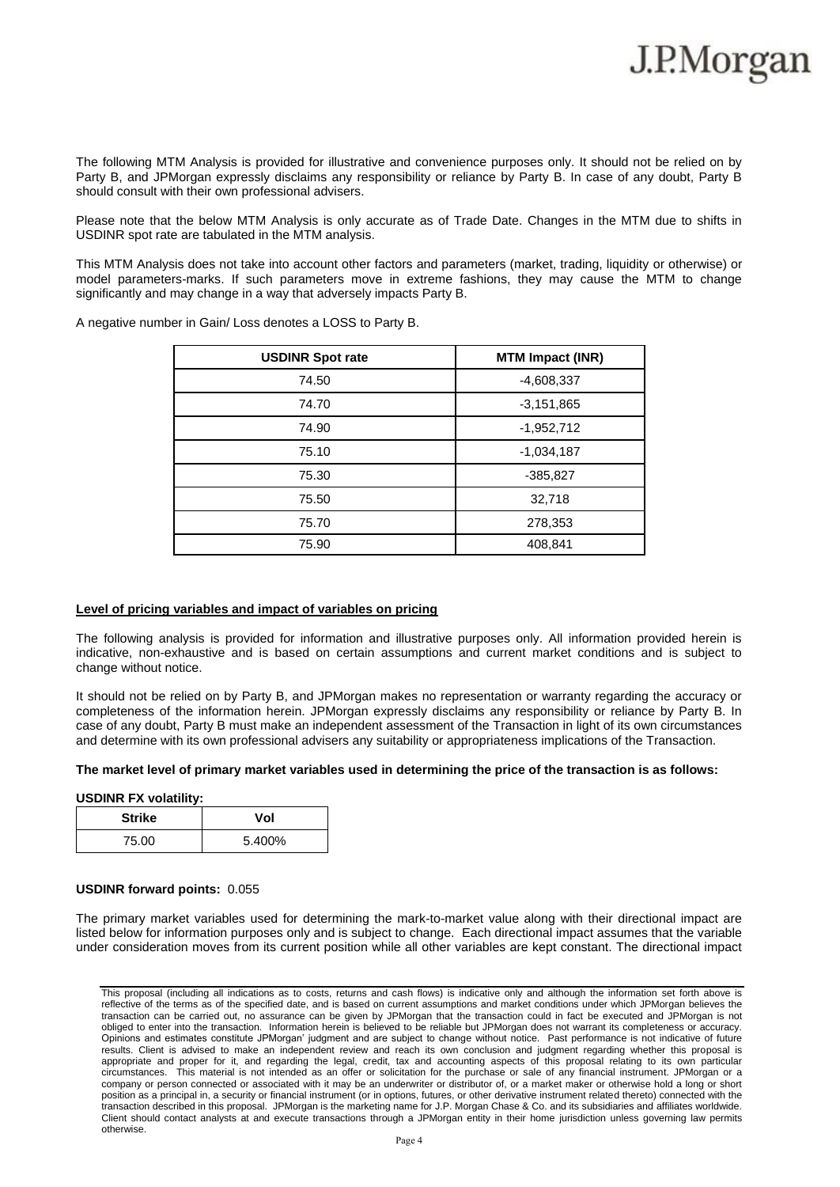The following MTM Analysis is provided for illustrative and convenience purposes only. It should not be relied on by Party B, and JPMorgan expressly disclaims any responsibility or reliance by Party B. In case of any doubt, Party B should consult with their own professional advisers.

Please note that the below MTM Analysis is only accurate as of Trade Date. Changes in the MTM due to shifts in USDINR spot rate are tabulated in the MTM analysis.

This MTM Analysis does not take into account other factors and parameters (market, trading, liquidity or otherwise) or model parameters-marks. If such parameters move in extreme fashions, they may cause the MTM to change significantly and may change in a way that adversely impacts Party B.

A negative number in Gain/ Loss denotes a LOSS to Party B.

| USDINR Spot rate | MTM Impact (INR) |
|---|---|
| 74.50 | -4,608,337 |
| 74.70 | -3,151,865 |
| 74.90 | -1,952,712 |
| 75.10 | -1,034,187 |
| 75.30 | -385,827 |
| 75.50 | 32,718 |
| 75.70 | 278,353 |
| 75.90 | 408,841 |

**Level of pricing variables and impact of variables on pricing**

The following analysis is provided for information and illustrative purposes only. All information provided herein is indicative, non-exhaustive and is based on certain assumptions and current market conditions and is subject to change without notice.

It should not be relied on by Party B, and JPMorgan makes no representation or warranty regarding the accuracy or completeness of the information herein. JPMorgan expressly disclaims any responsibility or reliance by Party B. In case of any doubt, Party B must make an independent assessment of the Transaction in light of its own circumstances and determine with its own professional advisers any suitability or appropriateness implications of the Transaction.

**The market level of primary market variables used in determining the price of the transaction is as follows:**

**USDINR FX volatility:**

| Strike | Vol |
|---|---|
| 75.00 | 5.400% |

**USDINR forward points:** 0.055

The primary market variables used for determining the mark-to-market value along with their directional impact are listed below for information purposes only and is subject to change. Each directional impact assumes that the variable under consideration moves from its current position while all other variables are kept constant. The directional impact

This proposal (including all indications as to costs, returns and cash flows) is indicative only and although the information set forth above is reflective of the terms as of the specified date, and is based on current assumptions and market conditions under which JPMorgan believes the transaction can be carried out, no assurance can be given by JPMorgan that the transaction could in fact be executed and JPMorgan is not obliged to enter into the transaction. Information herein is believed to be reliable but JPMorgan does not warrant its completeness or accuracy. Opinions and estimates constitute JPMorgan' judgment and are subject to change without notice. Past performance is not indicative of future results. Client is advised to make an independent review and reach its own conclusion and judgment regarding whether this proposal is appropriate and proper for it, and regarding the legal, credit, tax and accounting aspects of this proposal relating to its own particular circumstances. This material is not intended as an offer or solicitation for the purchase or sale of any financial instrument. JPMorgan or a company or person connected or associated with it may be an underwriter or distributor of, or a market maker or otherwise hold a long or short position as a principal in, a security or financial instrument (or in options, futures, or other derivative instrument related thereto) connected with the transaction described in this proposal. JPMorgan is the marketing name for J.P. Morgan Chase & Co. and its subsidiaries and affiliates worldwide. Client should contact analysts at and execute transactions through a JPMorgan entity in their home jurisdiction unless governing law permits otherwise.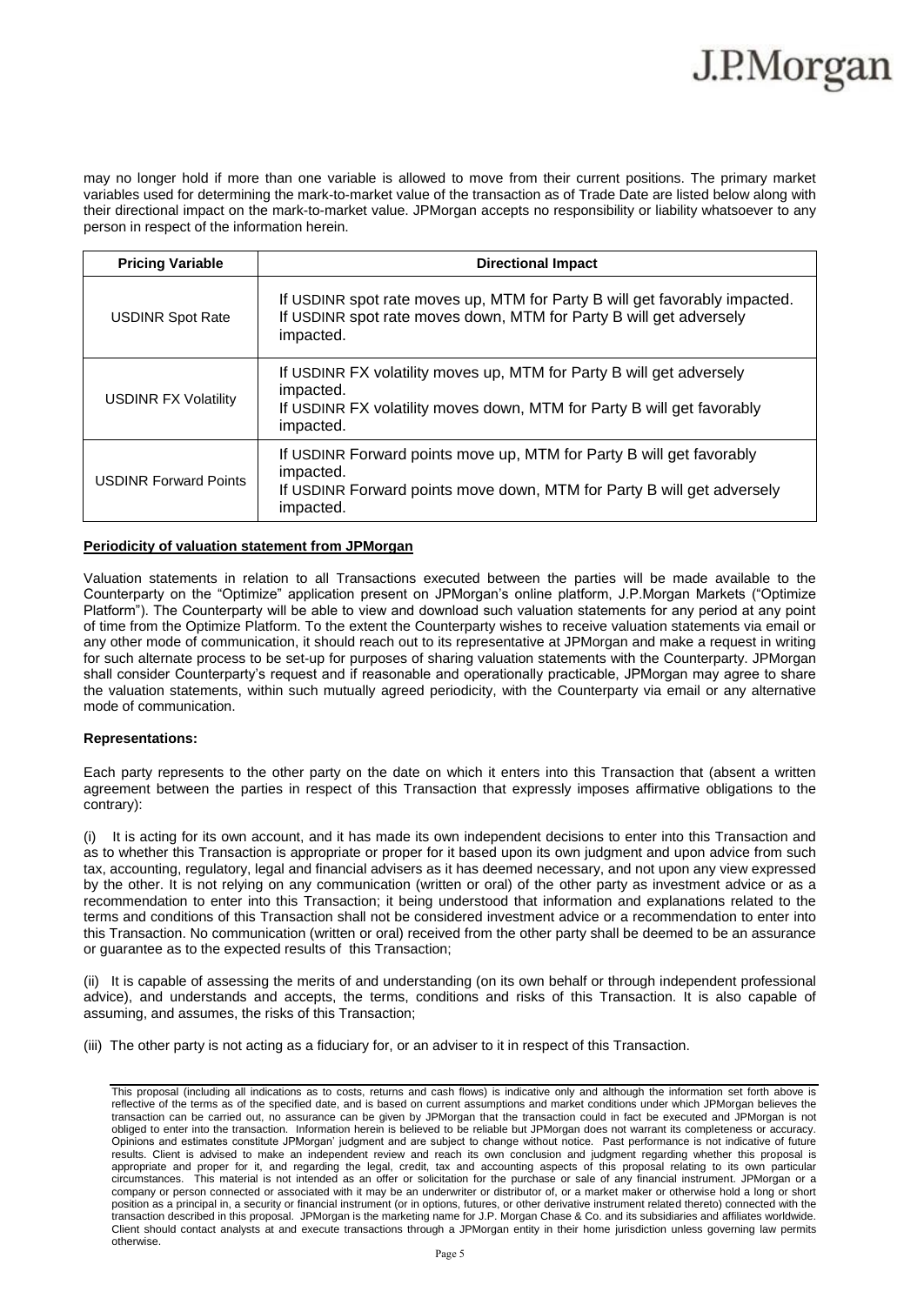may no longer hold if more than one variable is allowed to move from their current positions. The primary market variables used for determining the mark-to-market value of the transaction as of Trade Date are listed below along with their directional impact on the mark-to-market value. JPMorgan accepts no responsibility or liability whatsoever to any person in respect of the information herein.

| Pricing Variable | Directional Impact |
| --- | --- |
| USDINR Spot Rate | If USDINR spot rate moves up, MTM for Party B will get favorably impacted. If USDINR spot rate moves down, MTM for Party B will get adversely impacted. |
| USDINR FX Volatility | If USDINR FX volatility moves up, MTM for Party B will get adversely impacted. If USDINR FX volatility moves down, MTM for Party B will get favorably impacted. |
| USDINR Forward Points | If USDINR Forward points move up, MTM for Party B will get favorably impacted. If USDINR Forward points move down, MTM for Party B will get adversely impacted. |

**Periodicity of valuation statement from JPMorgan**

Valuation statements in relation to all Transactions executed between the parties will be made available to the Counterparty on the "Optimize" application present on JPMorgan's online platform, J.P.Morgan Markets ("Optimize Platform"). The Counterparty will be able to view and download such valuation statements for any period at any point of time from the Optimize Platform. To the extent the Counterparty wishes to receive valuation statements via email or any other mode of communication, it should reach out to its representative at JPMorgan and make a request in writing for such alternate process to be set-up for purposes of sharing valuation statements with the Counterparty. JPMorgan shall consider Counterparty's request and if reasonable and operationally practicable, JPMorgan may agree to share the valuation statements, within such mutually agreed periodicity, with the Counterparty via email or any alternative mode of communication.

**Representations:**

Each party represents to the other party on the date on which it enters into this Transaction that (absent a written agreement between the parties in respect of this Transaction that expressly imposes affirmative obligations to the contrary):

(i) It is acting for its own account, and it has made its own independent decisions to enter into this Transaction and as to whether this Transaction is appropriate or proper for it based upon its own judgment and upon advice from such tax, accounting, regulatory, legal and financial advisers as it has deemed necessary, and not upon any view expressed by the other. It is not relying on any communication (written or oral) of the other party as investment advice or as a recommendation to enter into this Transaction; it being understood that information and explanations related to the terms and conditions of this Transaction shall not be considered investment advice or a recommendation to enter into this Transaction. No communication (written or oral) received from the other party shall be deemed to be an assurance or guarantee as to the expected results of this Transaction;

(ii) It is capable of assessing the merits of and understanding (on its own behalf or through independent professional advice), and understands and accepts, the terms, conditions and risks of this Transaction. It is also capable of assuming, and assumes, the risks of this Transaction;

(iii) The other party is not acting as a fiduciary for, or an adviser to it in respect of this Transaction.

This proposal (including all indications as to costs, returns and cash flows) is indicative only and although the information set forth above is reflective of the terms as of the specified date, and is based on current assumptions and market conditions under which JPMorgan believes the transaction can be carried out, no assurance can be given by JPMorgan that the transaction could in fact be executed and JPMorgan is not obliged to enter into the transaction. Information herein is believed to be reliable but JPMorgan does not warrant its completeness or accuracy. Opinions and estimates constitute JPMorgan' judgment and are subject to change without notice. Past performance is not indicative of future results. Client is advised to make an independent review and reach its own conclusion and judgment regarding whether this proposal is appropriate and proper for it, and regarding the legal, credit, tax and accounting aspects of this proposal relating to its own particular circumstances. This material is not intended as an offer or solicitation for the purchase or sale of any financial instrument. JPMorgan or a company or person connected or associated with it may be an underwriter or distributor of, or a market maker or otherwise hold a long or short position as a principal in, a security or financial instrument (or in options, futures, or other derivative instrument related thereto) connected with the transaction described in this proposal. JPMorgan is the marketing name for J.P. Morgan Chase & Co. and its subsidiaries and affiliates worldwide. Client should contact analysts at and execute transactions through a JPMorgan entity in their home jurisdiction unless governing law permits otherwise.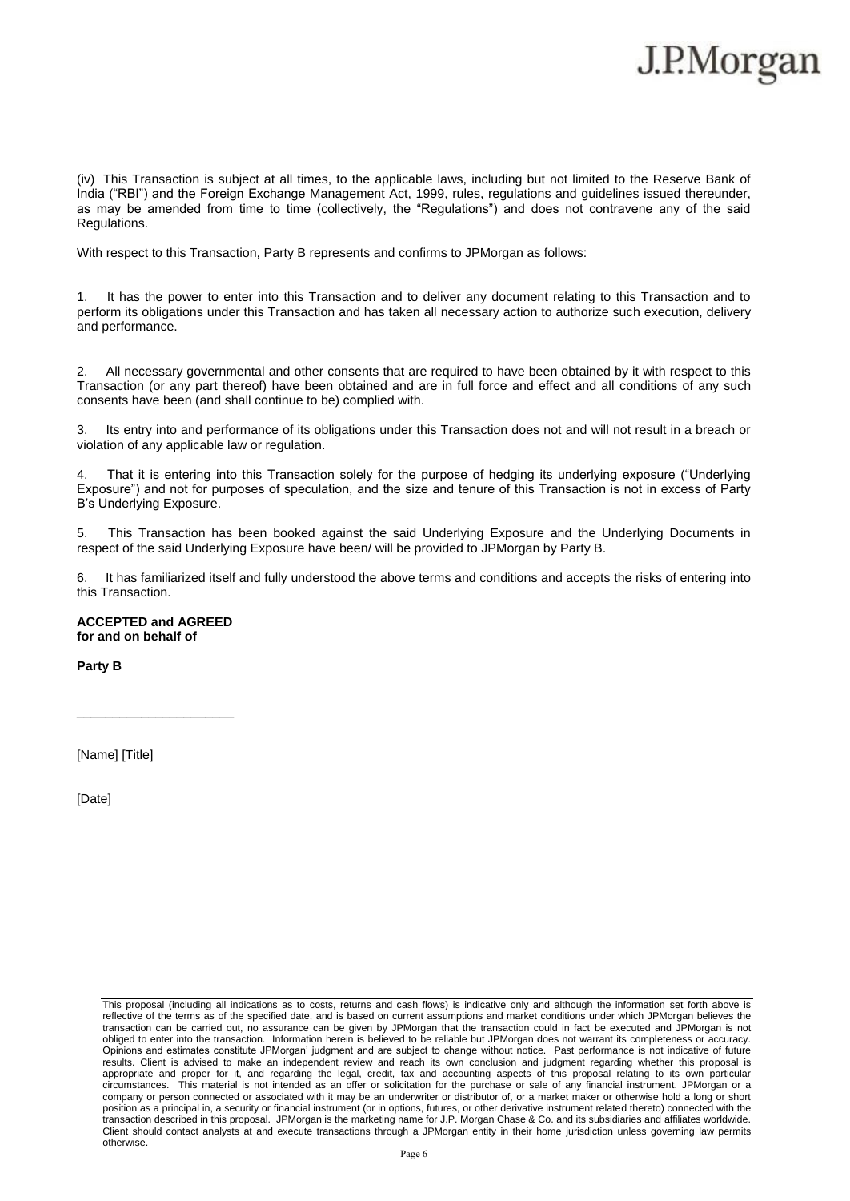(iv) This Transaction is subject at all times, to the applicable laws, including but not limited to the Reserve Bank of India ("RBI") and the Foreign Exchange Management Act, 1999, rules, regulations and guidelines issued thereunder, as may be amended from time to time (collectively, the "Regulations") and does not contravene any of the said Regulations.

With respect to this Transaction, Party B represents and confirms to JPMorgan as follows:

1. It has the power to enter into this Transaction and to deliver any document relating to this Transaction and to perform its obligations under this Transaction and has taken all necessary action to authorize such execution, delivery and performance.

2. All necessary governmental and other consents that are required to have been obtained by it with respect to this Transaction (or any part thereof) have been obtained and are in full force and effect and all conditions of any such consents have been (and shall continue to be) complied with.

3. Its entry into and performance of its obligations under this Transaction does not and will not result in a breach or violation of any applicable law or regulation.

4. That it is entering into this Transaction solely for the purpose of hedging its underlying exposure ("Underlying Exposure") and not for purposes of speculation, and the size and tenure of this Transaction is not in excess of Party B's Underlying Exposure.

5. This Transaction has been booked against the said Underlying Exposure and the Underlying Documents in respect of the said Underlying Exposure have been/ will be provided to JPMorgan by Party B.

6. It has familiarized itself and fully understood the above terms and conditions and accepts the risks of entering into this Transaction.

**ACCEPTED and AGREED**
**for and on behalf of**

**Party B**

______________________

[Name] [Title]

[Date]

This proposal (including all indications as to costs, returns and cash flows) is indicative only and although the information set forth above is reflective of the terms as of the specified date, and is based on current assumptions and market conditions under which JPMorgan believes the transaction can be carried out, no assurance can be given by JPMorgan that the transaction could in fact be executed and JPMorgan is not obliged to enter into the transaction. Information herein is believed to be reliable but JPMorgan does not warrant its completeness or accuracy. Opinions and estimates constitute JPMorgan' judgment and are subject to change without notice. Past performance is not indicative of future results. Client is advised to make an independent review and reach its own conclusion and judgment regarding whether this proposal is appropriate and proper for it, and regarding the legal, credit, tax and accounting aspects of this proposal relating to its own particular circumstances. This material is not intended as an offer or solicitation for the purchase or sale of any financial instrument. JPMorgan or a company or person connected or associated with it may be an underwriter or distributor of, or a market maker or otherwise hold a long or short position as a principal in, a security or financial instrument (or in options, futures, or other derivative instrument related thereto) connected with the transaction described in this proposal. JPMorgan is the marketing name for J.P. Morgan Chase & Co. and its subsidiaries and affiliates worldwide. Client should contact analysts at and execute transactions through a JPMorgan entity in their home jurisdiction unless governing law permits otherwise.